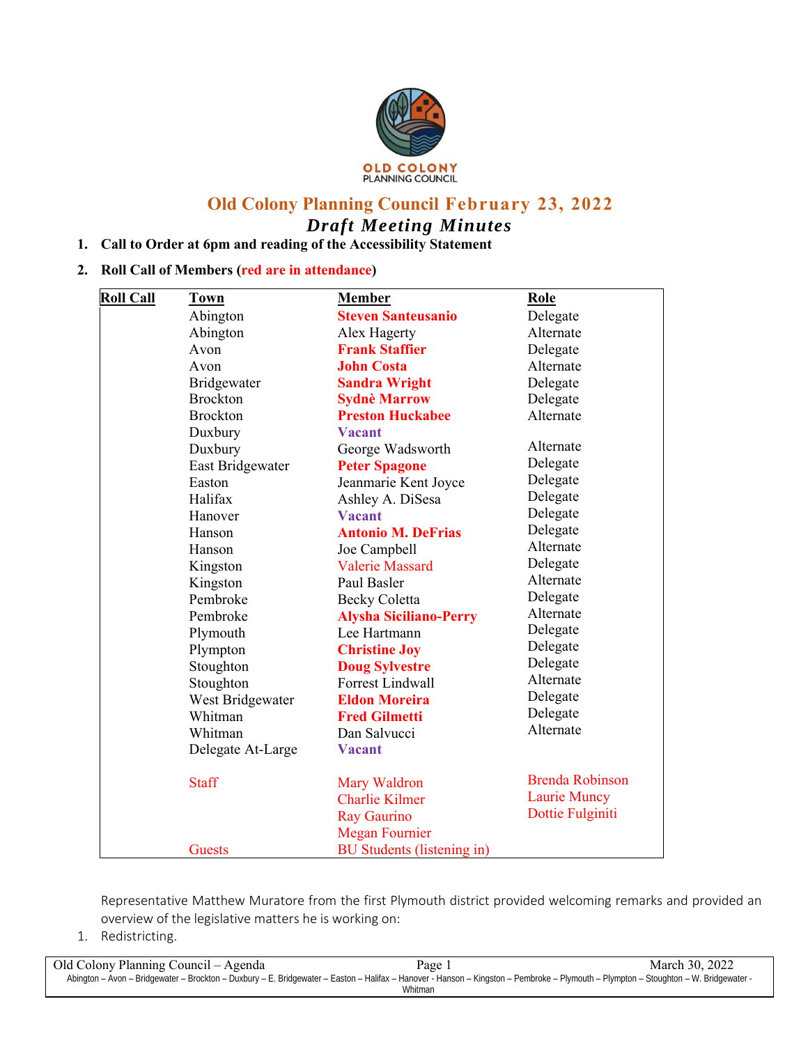# Old Colony Planning Council February 23, 2022

## *Draft Meeting Minutes*

1. **Call to Order at 6pm and reading of the Accessibility Statement**
2. **Roll Call of Members (red are in attendance)**

| Roll Call | Town | Member | Role |
|---|---|---|---|
| | Abington | **Steven Santeusanio** | Delegate |
| | Abington | Alex Hagerty | Alternate |
| | Avon | **Frank Staffier** | Delegate |
| | Avon | **John Costa** | Alternate |
| | Bridgewater | **Sandra Wright** | Delegate |
| | Brockton | **Sydnè Marrow** | Delegate |
| | Brockton | **Preston Huckabee** | Alternate |
| | Duxbury | **Vacant** | |
| | Duxbury | George Wadsworth | Alternate |
| | East Bridgewater | **Peter Spagone** | Delegate |
| | Easton | Jeanmarie Kent Joyce | Delegate |
| | Halifax | Ashley A. DiSesa | Delegate |
| | Hanover | **Vacant** | Delegate |
| | Hanson | **Antonio M. DeFrias** | Delegate |
| | Hanson | Joe Campbell | Alternate |
| | Kingston | Valerie Massard | Delegate |
| | Kingston | Paul Basler | Alternate |
| | Pembroke | Becky Coletta | Delegate |
| | Pembroke | **Alysha Siciliano-Perry** | Alternate |
| | Plymouth | Lee Hartmann | Delegate |
| | Plympton | **Christine Joy** | Delegate |
| | Stoughton | **Doug Sylvestre** | Delegate |
| | Stoughton | Forrest Lindwall | Alternate |
| | West Bridgewater | **Eldon Moreira** | Delegate |
| | Whitman | **Fred Gilmetti** | Delegate |
| | Whitman | Dan Salvucci | Alternate |
| | Delegate At-Large | **Vacant** | |
| | Staff | Mary Waldron | Brenda Robinson |
| | | Charlie Kilmer | Laurie Muncy |
| | | Ray Gaurino | Dottie Fulginiti |
| | | Megan Fournier | |
| | Guests | BU Students (listening in) | |

Representative Matthew Muratore from the first Plymouth district provided welcoming remarks and provided an overview of the legislative matters he is working on:

1. Redistricting.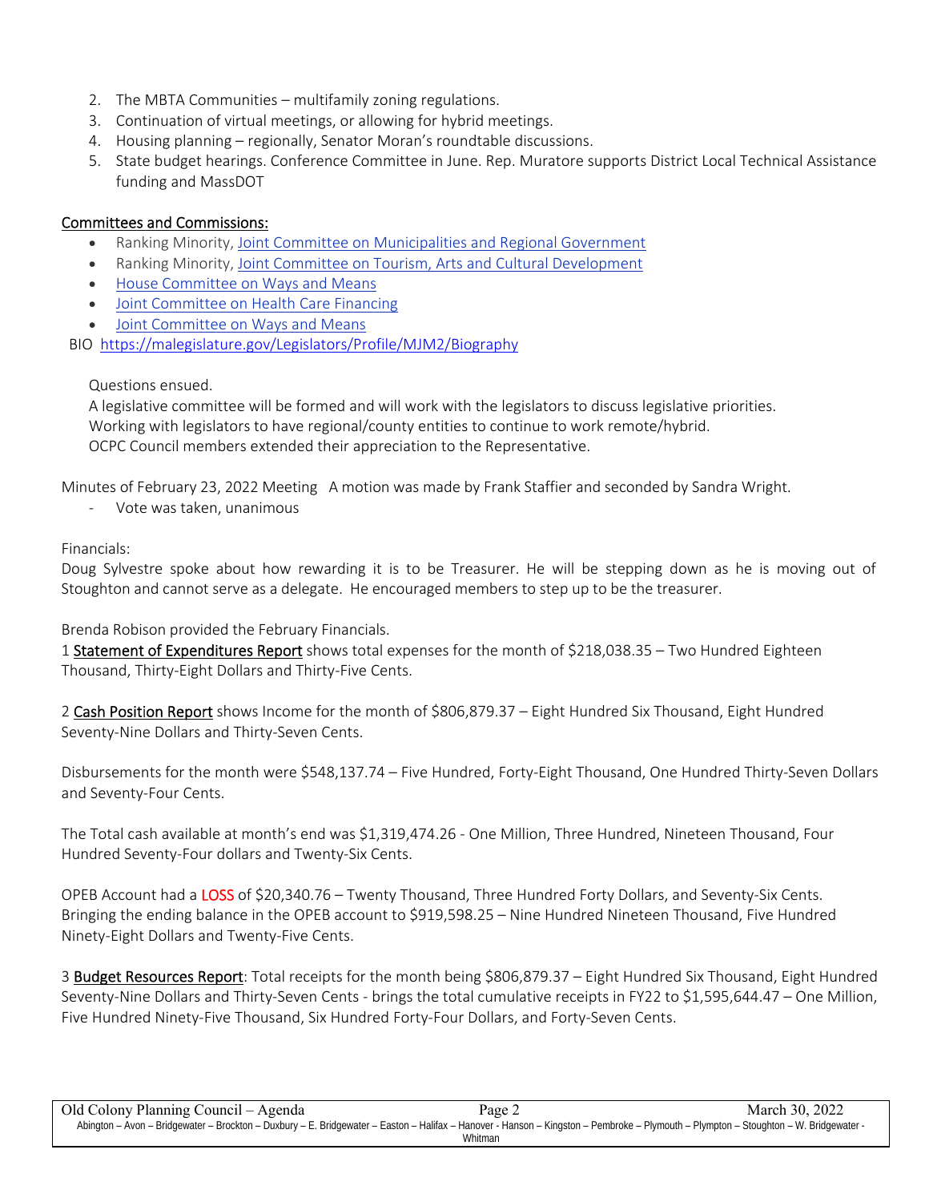2. The MBTA Communities – multifamily zoning regulations.
3. Continuation of virtual meetings, or allowing for hybrid meetings.
4. Housing planning – regionally, Senator Moran's roundtable discussions.
5. State budget hearings. Conference Committee in June. Rep. Muratore supports District Local Technical Assistance funding and MassDOT

Committees and Commissions:

- Ranking Minority, Joint Committee on Municipalities and Regional Government
- Ranking Minority, Joint Committee on Tourism, Arts and Cultural Development
- House Committee on Ways and Means
- Joint Committee on Health Care Financing
- Joint Committee on Ways and Means

BIO https://malegislature.gov/Legislators/Profile/MJM2/Biography

Questions ensued.
A legislative committee will be formed and will work with the legislators to discuss legislative priorities.
Working with legislators to have regional/county entities to continue to work remote/hybrid.
OCPC Council members extended their appreciation to the Representative.

Minutes of February 23, 2022 Meeting A motion was made by Frank Staffier and seconded by Sandra Wright.

- Vote was taken, unanimous

Financials:
Doug Sylvestre spoke about how rewarding it is to be Treasurer. He will be stepping down as he is moving out of Stoughton and cannot serve as a delegate. He encouraged members to step up to be the treasurer.

Brenda Robison provided the February Financials.
1 Statement of Expenditures Report shows total expenses for the month of $218,038.35 – Two Hundred Eighteen Thousand, Thirty-Eight Dollars and Thirty-Five Cents.

2 Cash Position Report shows Income for the month of $806,879.37 – Eight Hundred Six Thousand, Eight Hundred Seventy-Nine Dollars and Thirty-Seven Cents.

Disbursements for the month were $548,137.74 – Five Hundred, Forty-Eight Thousand, One Hundred Thirty-Seven Dollars and Seventy-Four Cents.

The Total cash available at month's end was $1,319,474.26 - One Million, Three Hundred, Nineteen Thousand, Four Hundred Seventy-Four dollars and Twenty-Six Cents.

OPEB Account had a LOSS of $20,340.76 – Twenty Thousand, Three Hundred Forty Dollars, and Seventy-Six Cents. Bringing the ending balance in the OPEB account to $919,598.25 – Nine Hundred Nineteen Thousand, Five Hundred Ninety-Eight Dollars and Twenty-Five Cents.

3 Budget Resources Report: Total receipts for the month being $806,879.37 – Eight Hundred Six Thousand, Eight Hundred Seventy-Nine Dollars and Thirty-Seven Cents - brings the total cumulative receipts in FY22 to $1,595,644.47 – One Million, Five Hundred Ninety-Five Thousand, Six Hundred Forty-Four Dollars, and Forty-Seven Cents.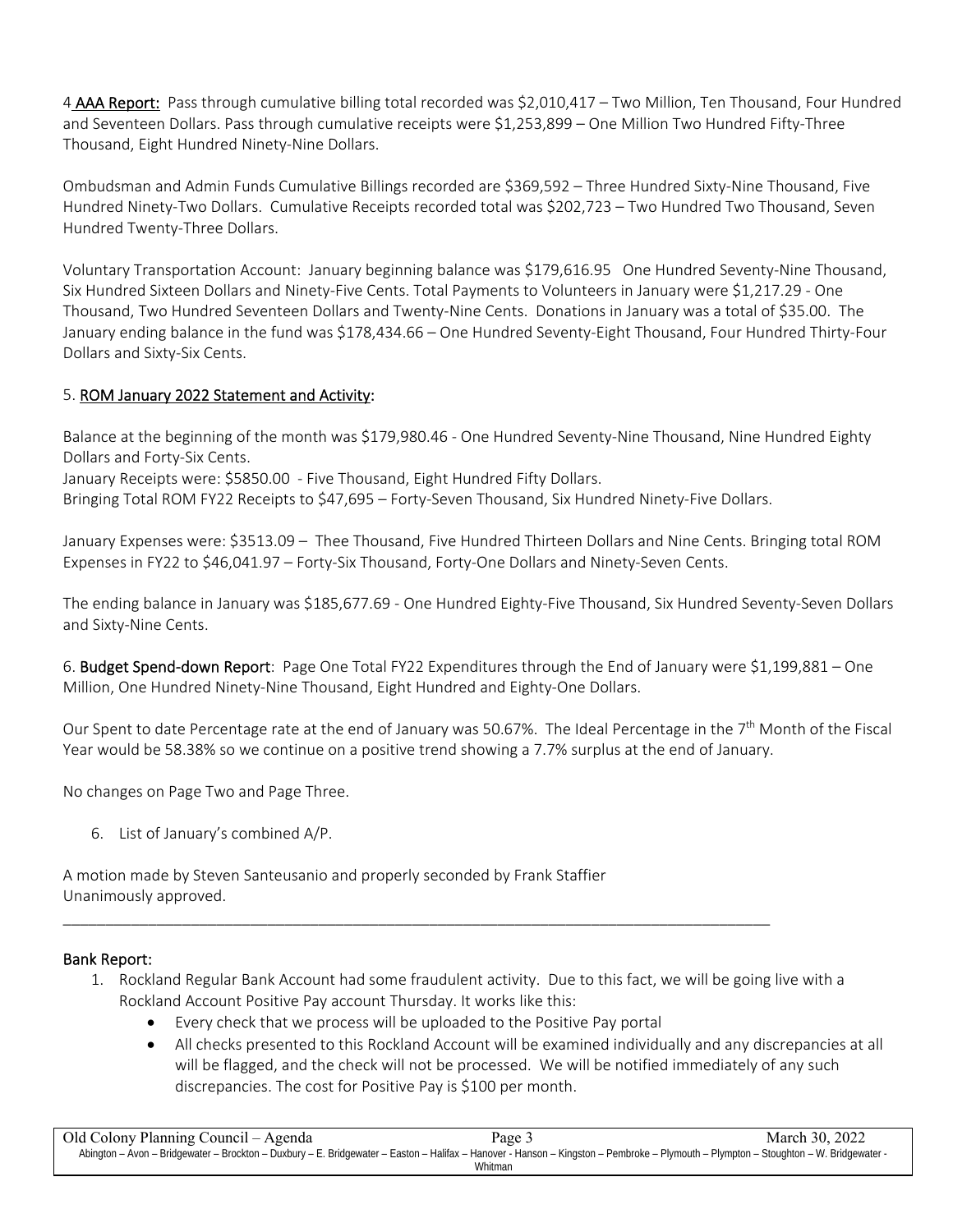4 **AAA Report:** Pass through cumulative billing total recorded was $2,010,417 – Two Million, Ten Thousand, Four Hundred and Seventeen Dollars. Pass through cumulative receipts were $1,253,899 – One Million Two Hundred Fifty-Three Thousand, Eight Hundred Ninety-Nine Dollars.

Ombudsman and Admin Funds Cumulative Billings recorded are $369,592 – Three Hundred Sixty-Nine Thousand, Five Hundred Ninety-Two Dollars. Cumulative Receipts recorded total was $202,723 – Two Hundred Two Thousand, Seven Hundred Twenty-Three Dollars.

Voluntary Transportation Account: January beginning balance was $179,616.95 One Hundred Seventy-Nine Thousand, Six Hundred Sixteen Dollars and Ninety-Five Cents. Total Payments to Volunteers in January were $1,217.29 - One Thousand, Two Hundred Seventeen Dollars and Twenty-Nine Cents. Donations in January was a total of $35.00. The January ending balance in the fund was $178,434.66 – One Hundred Seventy-Eight Thousand, Four Hundred Thirty-Four Dollars and Sixty-Six Cents.

5. **ROM January 2022 Statement and Activity:**

Balance at the beginning of the month was $179,980.46 - One Hundred Seventy-Nine Thousand, Nine Hundred Eighty Dollars and Forty-Six Cents.
January Receipts were: $5850.00 - Five Thousand, Eight Hundred Fifty Dollars.
Bringing Total ROM FY22 Receipts to $47,695 – Forty-Seven Thousand, Six Hundred Ninety-Five Dollars.

January Expenses were: $3513.09 – Thee Thousand, Five Hundred Thirteen Dollars and Nine Cents. Bringing total ROM Expenses in FY22 to $46,041.97 – Forty-Six Thousand, Forty-One Dollars and Ninety-Seven Cents.

The ending balance in January was $185,677.69 - One Hundred Eighty-Five Thousand, Six Hundred Seventy-Seven Dollars and Sixty-Nine Cents.

6. **Budget Spend-down Report**: Page One Total FY22 Expenditures through the End of January were $1,199,881 – One Million, One Hundred Ninety-Nine Thousand, Eight Hundred and Eighty-One Dollars.

Our Spent to date Percentage rate at the end of January was 50.67%. The Ideal Percentage in the 7th Month of the Fiscal Year would be 58.38% so we continue on a positive trend showing a 7.7% surplus at the end of January.

No changes on Page Two and Page Three.

6. List of January's combined A/P.

A motion made by Steven Santeusanio and properly seconded by Frank Staffier
Unanimously approved.

---

**Bank Report:**

1. Rockland Regular Bank Account had some fraudulent activity. Due to this fact, we will be going live with a Rockland Account Positive Pay account Thursday. It works like this:
    - Every check that we process will be uploaded to the Positive Pay portal
    - All checks presented to this Rockland Account will be examined individually and any discrepancies at all will be flagged, and the check will not be processed. We will be notified immediately of any such discrepancies. The cost for Positive Pay is $100 per month.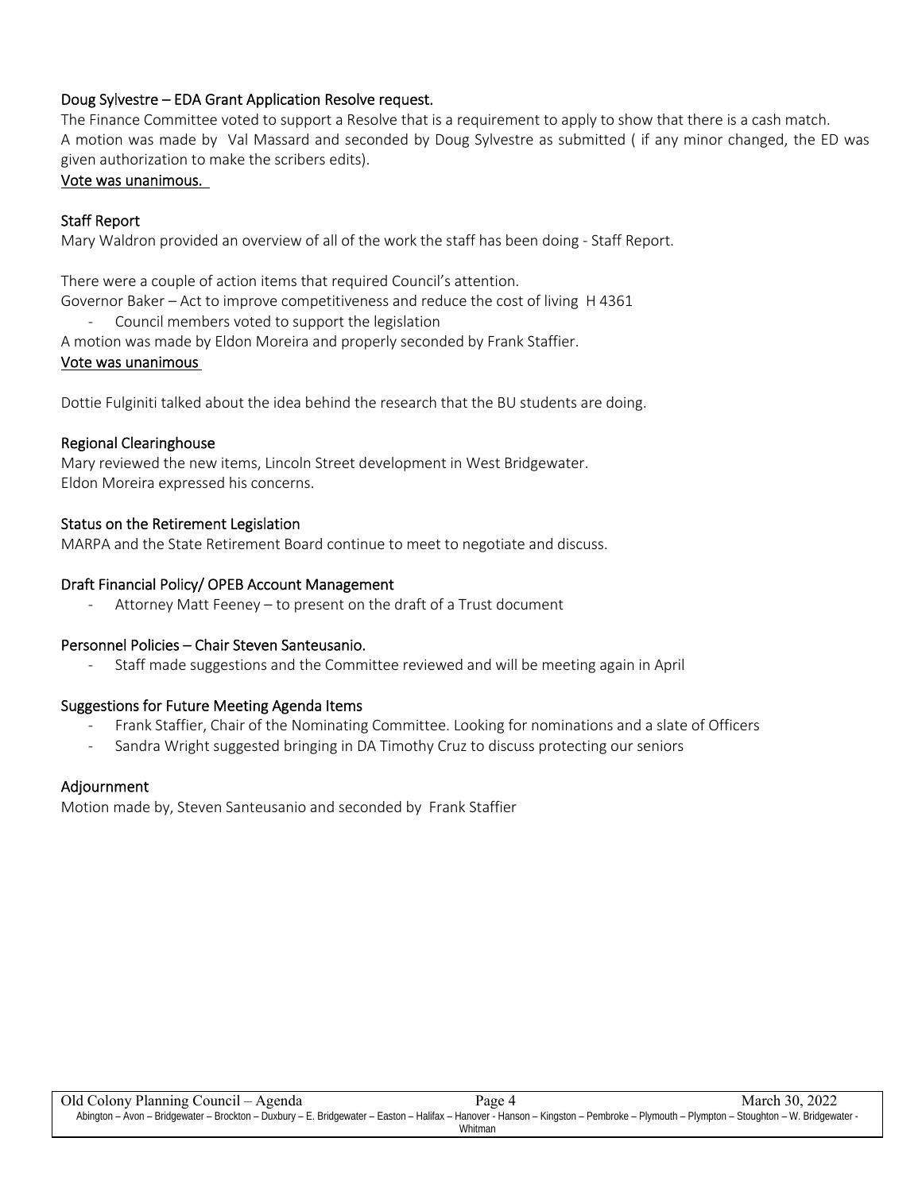### Doug Sylvestre – EDA Grant Application Resolve request.

The Finance Committee voted to support a Resolve that is a requirement to apply to show that there is a cash match.
A motion was made by Val Massard and seconded by Doug Sylvestre as submitted ( if any minor changed, the ED was given authorization to make the scribers edits).

Vote was unanimous.

### Staff Report

Mary Waldron provided an overview of all of the work the staff has been doing - Staff Report.

There were a couple of action items that required Council's attention.
Governor Baker – Act to improve competitiveness and reduce the cost of living H 4361

- Council members voted to support the legislation

A motion was made by Eldon Moreira and properly seconded by Frank Staffier.

Vote was unanimous

Dottie Fulginiti talked about the idea behind the research that the BU students are doing.

### Regional Clearinghouse

Mary reviewed the new items, Lincoln Street development in West Bridgewater.
Eldon Moreira expressed his concerns.

### Status on the Retirement Legislation

MARPA and the State Retirement Board continue to meet to negotiate and discuss.

### Draft Financial Policy/ OPEB Account Management

- Attorney Matt Feeney – to present on the draft of a Trust document

### Personnel Policies – Chair Steven Santeusanio.

- Staff made suggestions and the Committee reviewed and will be meeting again in April

### Suggestions for Future Meeting Agenda Items

- Frank Staffier, Chair of the Nominating Committee. Looking for nominations and a slate of Officers
- Sandra Wright suggested bringing in DA Timothy Cruz to discuss protecting our seniors

### Adjournment

Motion made by, Steven Santeusanio and seconded by Frank Staffier